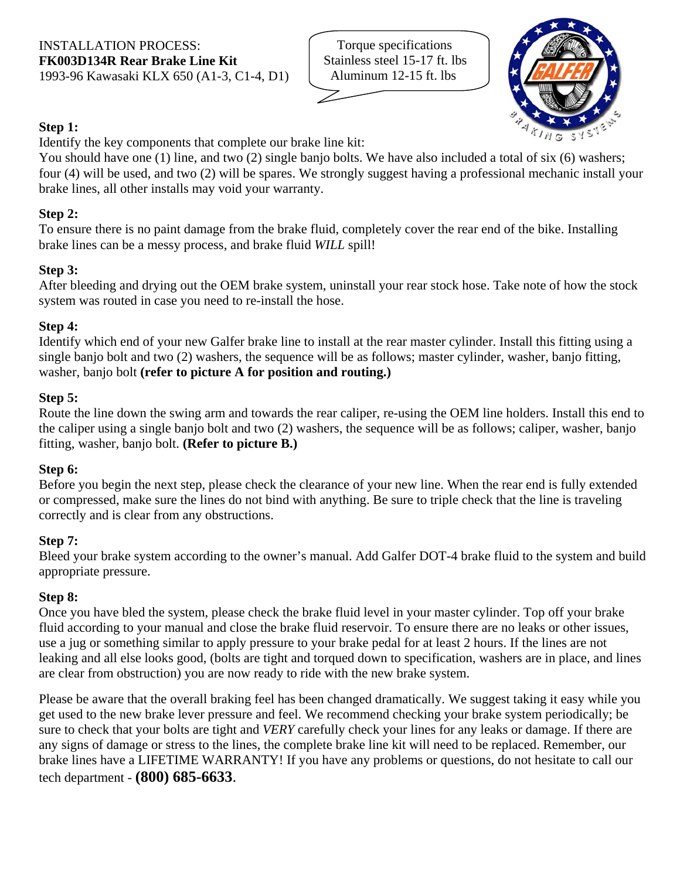INSTALLATION PROCESS:
**FK003D134R Rear Brake Line Kit**
1993-96 Kawasaki KLX 650 (A1-3, C1-4, D1)

Torque specifications
Stainless steel 15-17 ft. lbs
Aluminum 12-15 ft. lbs

**Step 1:**
Identify the key components that complete our brake line kit:
You should have one (1) line, and two (2) single banjo bolts. We have also included a total of six (6) washers; four (4) will be used, and two (2) will be spares. We strongly suggest having a professional mechanic install your brake lines, all other installs may void your warranty.

**Step 2:**
To ensure there is no paint damage from the brake fluid, completely cover the rear end of the bike. Installing brake lines can be a messy process, and brake fluid *WILL* spill!

**Step 3:**
After bleeding and drying out the OEM brake system, uninstall your rear stock hose. Take note of how the stock system was routed in case you need to re-install the hose.

**Step 4:**
Identify which end of your new Galfer brake line to install at the rear master cylinder. Install this fitting using a single banjo bolt and two (2) washers, the sequence will be as follows; master cylinder, washer, banjo fitting, washer, banjo bolt **(refer to picture A for position and routing.)**

**Step 5:**
Route the line down the swing arm and towards the rear caliper, re-using the OEM line holders. Install this end to the caliper using a single banjo bolt and two (2) washers, the sequence will be as follows; caliper, washer, banjo fitting, washer, banjo bolt. **(Refer to picture B.)**

**Step 6:**
Before you begin the next step, please check the clearance of your new line. When the rear end is fully extended or compressed, make sure the lines do not bind with anything. Be sure to triple check that the line is traveling correctly and is clear from any obstructions.

**Step 7:**
Bleed your brake system according to the owner's manual. Add Galfer DOT-4 brake fluid to the system and build appropriate pressure.

**Step 8:**
Once you have bled the system, please check the brake fluid level in your master cylinder. Top off your brake fluid according to your manual and close the brake fluid reservoir. To ensure there are no leaks or other issues, use a jug or something similar to apply pressure to your brake pedal for at least 2 hours. If the lines are not leaking and all else looks good, (bolts are tight and torqued down to specification, washers are in place, and lines are clear from obstruction) you are now ready to ride with the new brake system.

Please be aware that the overall braking feel has been changed dramatically. We suggest taking it easy while you get used to the new brake lever pressure and feel. We recommend checking your brake system periodically; be sure to check that your bolts are tight and *VERY* carefully check your lines for any leaks or damage. If there are any signs of damage or stress to the lines, the complete brake line kit will need to be replaced. Remember, our brake lines have a LIFETIME WARRANTY! If you have any problems or questions, do not hesitate to call our tech department - **(800) 685-6633**.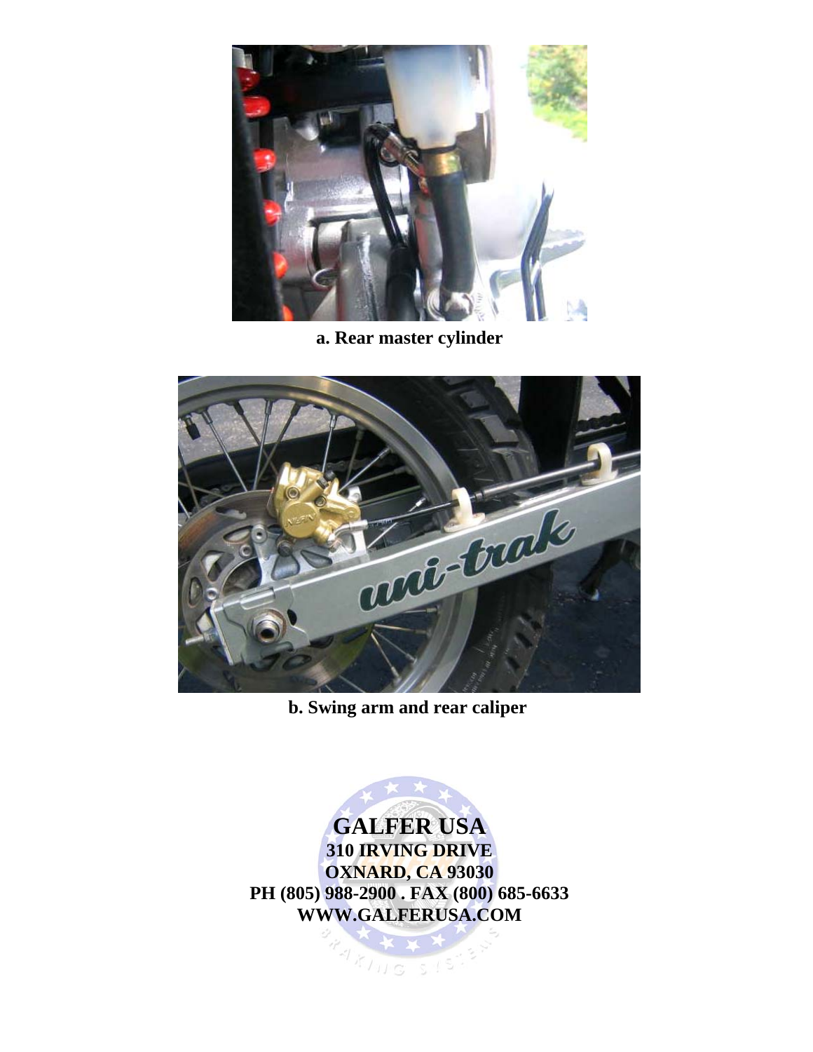a. Rear master cylinder

b. Swing arm and rear caliper

**GALFER USA**
**310 IRVING DRIVE**
**OXNARD, CA 93030**
**PH (805) 988-2900 . FAX (800) 685-6633**
**WWW.GALFERUSA.COM**